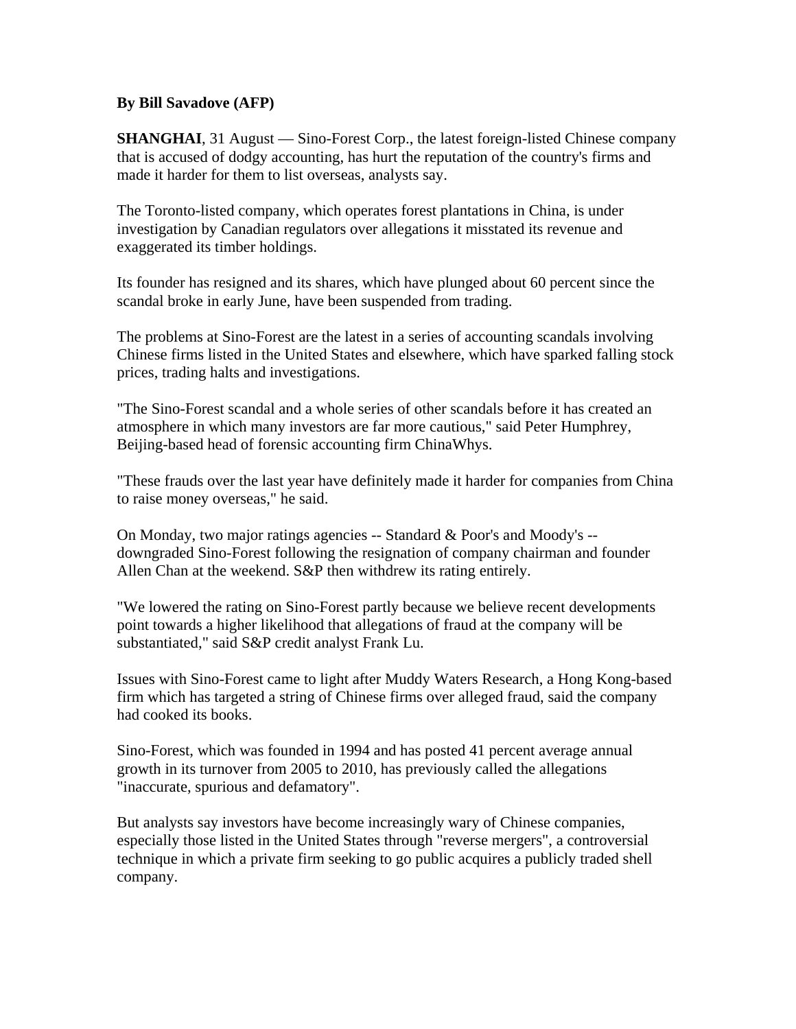**By Bill Savadove (AFP)**

**SHANGHAI**, 31 August — Sino-Forest Corp., the latest foreign-listed Chinese company that is accused of dodgy accounting, has hurt the reputation of the country's firms and made it harder for them to list overseas, analysts say.

The Toronto-listed company, which operates forest plantations in China, is under investigation by Canadian regulators over allegations it misstated its revenue and exaggerated its timber holdings.

Its founder has resigned and its shares, which have plunged about 60 percent since the scandal broke in early June, have been suspended from trading.

The problems at Sino-Forest are the latest in a series of accounting scandals involving Chinese firms listed in the United States and elsewhere, which have sparked falling stock prices, trading halts and investigations.

"The Sino-Forest scandal and a whole series of other scandals before it has created an atmosphere in which many investors are far more cautious," said Peter Humphrey, Beijing-based head of forensic accounting firm ChinaWhys.

"These frauds over the last year have definitely made it harder for companies from China to raise money overseas," he said.

On Monday, two major ratings agencies -- Standard & Poor's and Moody's -- downgraded Sino-Forest following the resignation of company chairman and founder Allen Chan at the weekend. S&P then withdrew its rating entirely.

"We lowered the rating on Sino-Forest partly because we believe recent developments point towards a higher likelihood that allegations of fraud at the company will be substantiated," said S&P credit analyst Frank Lu.

Issues with Sino-Forest came to light after Muddy Waters Research, a Hong Kong-based firm which has targeted a string of Chinese firms over alleged fraud, said the company had cooked its books.

Sino-Forest, which was founded in 1994 and has posted 41 percent average annual growth in its turnover from 2005 to 2010, has previously called the allegations "inaccurate, spurious and defamatory".

But analysts say investors have become increasingly wary of Chinese companies, especially those listed in the United States through "reverse mergers", a controversial technique in which a private firm seeking to go public acquires a publicly traded shell company.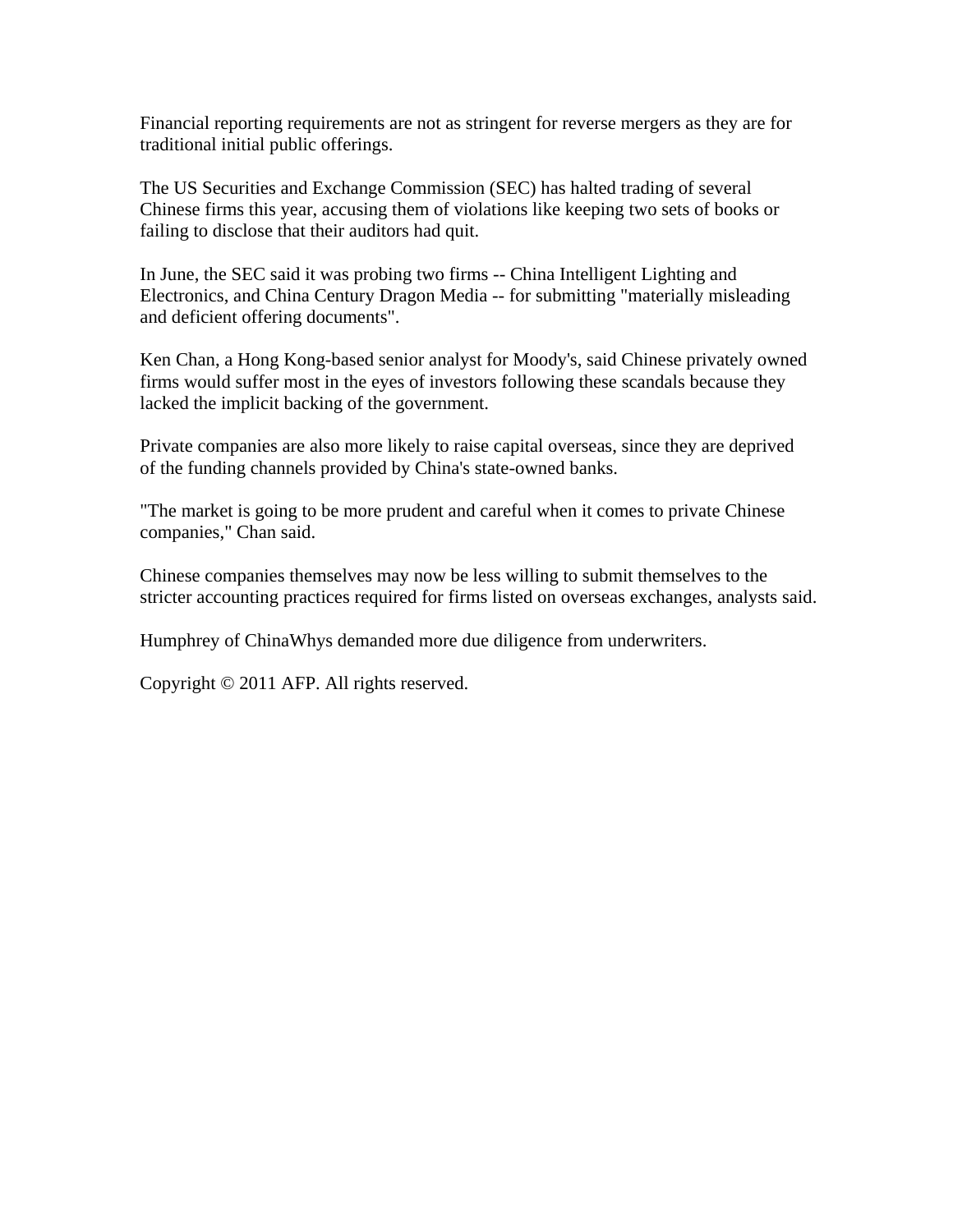Financial reporting requirements are not as stringent for reverse mergers as they are for traditional initial public offerings.

The US Securities and Exchange Commission (SEC) has halted trading of several Chinese firms this year, accusing them of violations like keeping two sets of books or failing to disclose that their auditors had quit.

In June, the SEC said it was probing two firms -- China Intelligent Lighting and Electronics, and China Century Dragon Media -- for submitting "materially misleading and deficient offering documents".

Ken Chan, a Hong Kong-based senior analyst for Moody's, said Chinese privately owned firms would suffer most in the eyes of investors following these scandals because they lacked the implicit backing of the government.

Private companies are also more likely to raise capital overseas, since they are deprived of the funding channels provided by China's state-owned banks.

"The market is going to be more prudent and careful when it comes to private Chinese companies," Chan said.

Chinese companies themselves may now be less willing to submit themselves to the stricter accounting practices required for firms listed on overseas exchanges, analysts said.

Humphrey of ChinaWhys demanded more due diligence from underwriters.

Copyright © 2011 AFP. All rights reserved.